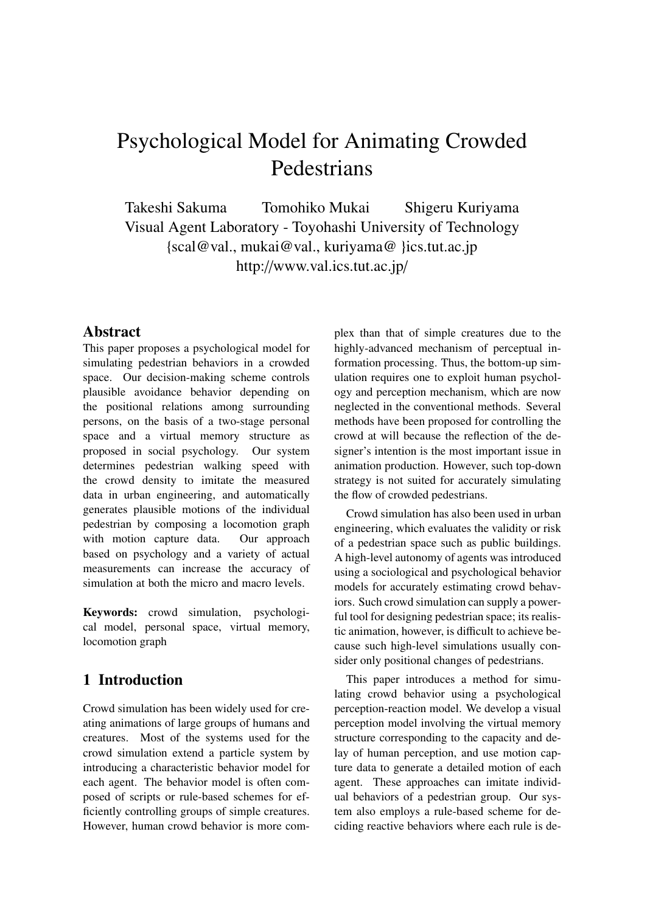# Psychological Model for Animating Crowded Pedestrians

Takeshi Sakuma    Tomohiko Mukai    Shigeru Kuriyama
Visual Agent Laboratory - Toyohashi University of Technology
{scal@val., mukai@val., kuriyama@ }ics.tut.ac.jp
http://www.val.ics.tut.ac.jp/

## Abstract

This paper proposes a psychological model for simulating pedestrian behaviors in a crowded space. Our decision-making scheme controls plausible avoidance behavior depending on the positional relations among surrounding persons, on the basis of a two-stage personal space and a virtual memory structure as proposed in social psychology. Our system determines pedestrian walking speed with the crowd density to imitate the measured data in urban engineering, and automatically generates plausible motions of the individual pedestrian by composing a locomotion graph with motion capture data. Our approach based on psychology and a variety of actual measurements can increase the accuracy of simulation at both the micro and macro levels.

**Keywords:** crowd simulation, psychological model, personal space, virtual memory, locomotion graph

## 1 Introduction

Crowd simulation has been widely used for creating animations of large groups of humans and creatures. Most of the systems used for the crowd simulation extend a particle system by introducing a characteristic behavior model for each agent. The behavior model is often composed of scripts or rule-based schemes for efficiently controlling groups of simple creatures. However, human crowd behavior is more complex than that of simple creatures due to the highly-advanced mechanism of perceptual information processing. Thus, the bottom-up simulation requires one to exploit human psychology and perception mechanism, which are now neglected in the conventional methods. Several methods have been proposed for controlling the crowd at will because the reflection of the designer's intention is the most important issue in animation production. However, such top-down strategy is not suited for accurately simulating the flow of crowded pedestrians.

Crowd simulation has also been used in urban engineering, which evaluates the validity or risk of a pedestrian space such as public buildings. A high-level autonomy of agents was introduced using a sociological and psychological behavior models for accurately estimating crowd behaviors. Such crowd simulation can supply a powerful tool for designing pedestrian space; its realistic animation, however, is difficult to achieve because such high-level simulations usually consider only positional changes of pedestrians.

This paper introduces a method for simulating crowd behavior using a psychological perception-reaction model. We develop a visual perception model involving the virtual memory structure corresponding to the capacity and delay of human perception, and use motion capture data to generate a detailed motion of each agent. These approaches can imitate individual behaviors of a pedestrian group. Our system also employs a rule-based scheme for deciding reactive behaviors where each rule is de-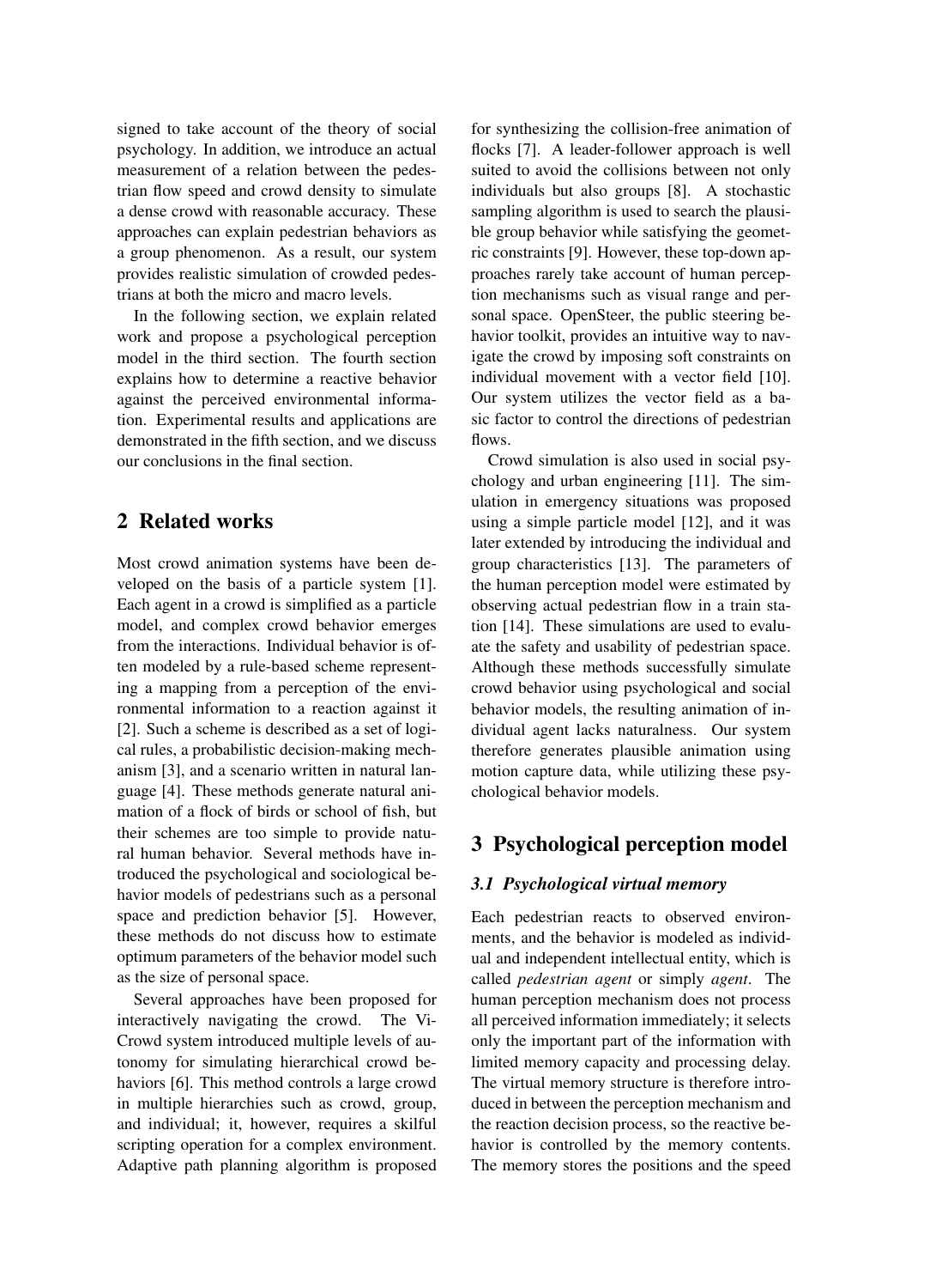signed to take account of the theory of social psychology. In addition, we introduce an actual measurement of a relation between the pedestrian flow speed and crowd density to simulate a dense crowd with reasonable accuracy. These approaches can explain pedestrian behaviors as a group phenomenon. As a result, our system provides realistic simulation of crowded pedestrians at both the micro and macro levels.

In the following section, we explain related work and propose a psychological perception model in the third section. The fourth section explains how to determine a reactive behavior against the perceived environmental information. Experimental results and applications are demonstrated in the fifth section, and we discuss our conclusions in the final section.

## 2 Related works

Most crowd animation systems have been developed on the basis of a particle system [1]. Each agent in a crowd is simplified as a particle model, and complex crowd behavior emerges from the interactions. Individual behavior is often modeled by a rule-based scheme representing a mapping from a perception of the environmental information to a reaction against it [2]. Such a scheme is described as a set of logical rules, a probabilistic decision-making mechanism [3], and a scenario written in natural language [4]. These methods generate natural animation of a flock of birds or school of fish, but their schemes are too simple to provide natural human behavior. Several methods have introduced the psychological and sociological behavior models of pedestrians such as a personal space and prediction behavior [5]. However, these methods do not discuss how to estimate optimum parameters of the behavior model such as the size of personal space.

Several approaches have been proposed for interactively navigating the crowd. The ViCrowd system introduced multiple levels of autonomy for simulating hierarchical crowd behaviors [6]. This method controls a large crowd in multiple hierarchies such as crowd, group, and individual; it, however, requires a skilful scripting operation for a complex environment. Adaptive path planning algorithm is proposed for synthesizing the collision-free animation of flocks [7]. A leader-follower approach is well suited to avoid the collisions between not only individuals but also groups [8]. A stochastic sampling algorithm is used to search the plausible group behavior while satisfying the geometric constraints [9]. However, these top-down approaches rarely take account of human perception mechanisms such as visual range and personal space. OpenSteer, the public steering behavior toolkit, provides an intuitive way to navigate the crowd by imposing soft constraints on individual movement with a vector field [10]. Our system utilizes the vector field as a basic factor to control the directions of pedestrian flows.

Crowd simulation is also used in social psychology and urban engineering [11]. The simulation in emergency situations was proposed using a simple particle model [12], and it was later extended by introducing the individual and group characteristics [13]. The parameters of the human perception model were estimated by observing actual pedestrian flow in a train station [14]. These simulations are used to evaluate the safety and usability of pedestrian space. Although these methods successfully simulate crowd behavior using psychological and social behavior models, the resulting animation of individual agent lacks naturalness. Our system therefore generates plausible animation using motion capture data, while utilizing these psychological behavior models.

## 3 Psychological perception model

### 3.1 Psychological virtual memory

Each pedestrian reacts to observed environments, and the behavior is modeled as individual and independent intellectual entity, which is called *pedestrian agent* or simply *agent*. The human perception mechanism does not process all perceived information immediately; it selects only the important part of the information with limited memory capacity and processing delay. The virtual memory structure is therefore introduced in between the perception mechanism and the reaction decision process, so the reactive behavior is controlled by the memory contents. The memory stores the positions and the speed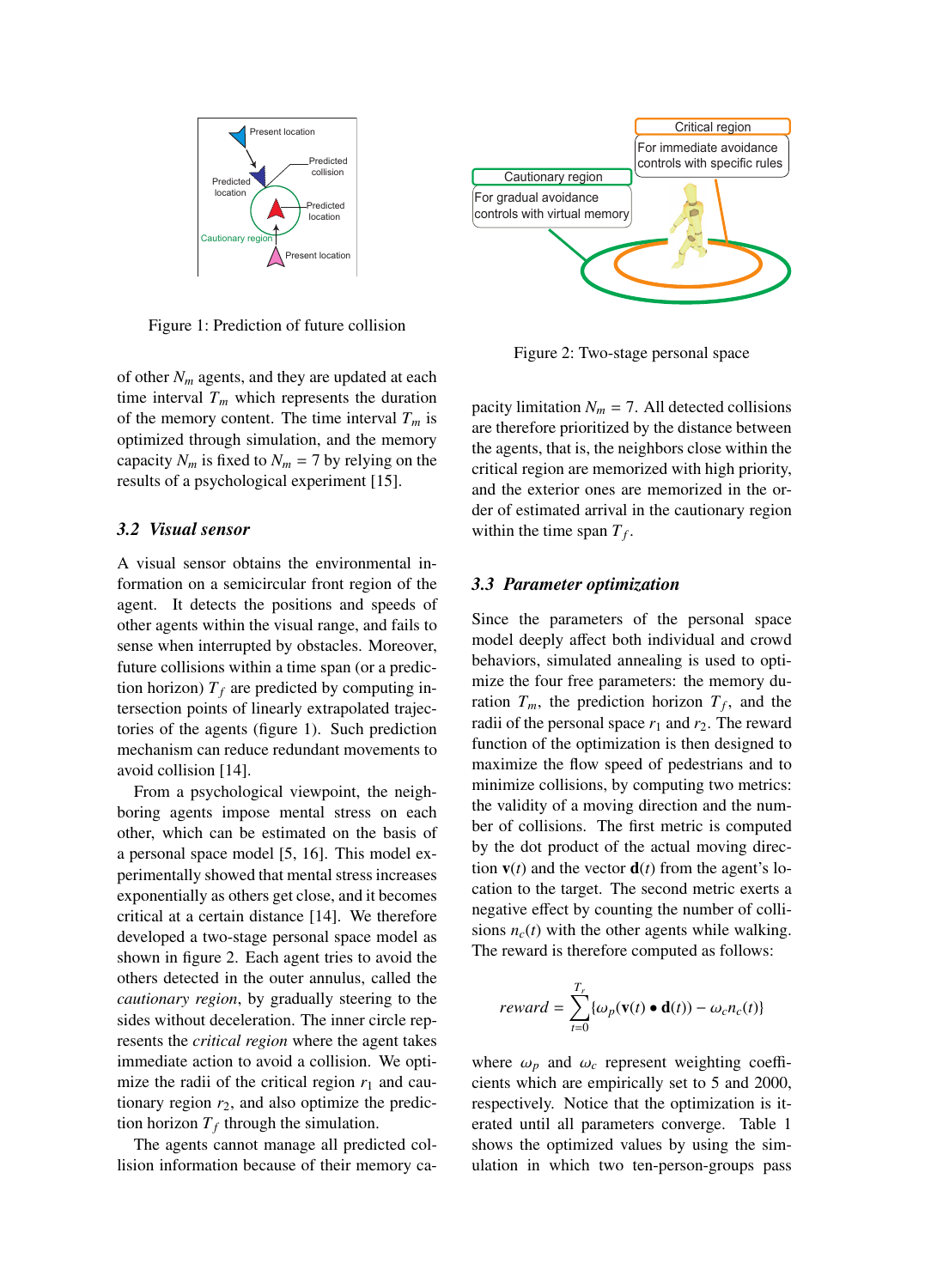Figure 1: Prediction of future collision

of other $N_m$ agents, and they are updated at each time interval $T_m$ which represents the duration of the memory content. The time interval $T_m$ is optimized through simulation, and the memory capacity $N_m$ is fixed to $N_m = 7$ by relying on the results of a psychological experiment [15].

### 3.2 *Visual sensor*

A visual sensor obtains the environmental information on a semicircular front region of the agent. It detects the positions and speeds of other agents within the visual range, and fails to sense when interrupted by obstacles. Moreover, future collisions within a time span (or a prediction horizon) $T_f$ are predicted by computing intersection points of linearly extrapolated trajectories of the agents (figure 1). Such prediction mechanism can reduce redundant movements to avoid collision [14].

From a psychological viewpoint, the neighboring agents impose mental stress on each other, which can be estimated on the basis of a personal space model [5, 16]. This model experimentally showed that mental stress increases exponentially as others get close, and it becomes critical at a certain distance [14]. We therefore developed a two-stage personal space model as shown in figure 2. Each agent tries to avoid the others detected in the outer annulus, called the *cautionary region*, by gradually steering to the sides without deceleration. The inner circle represents the *critical region* where the agent takes immediate action to avoid a collision. We optimize the radii of the critical region $r_1$ and cautionary region $r_2$, and also optimize the prediction horizon $T_f$ through the simulation.

The agents cannot manage all predicted collision information because of their memory capacity limitation $N_m = 7$. All detected collisions are therefore prioritized by the distance between the agents, that is, the neighbors close within the critical region are memorized with high priority, and the exterior ones are memorized in the order of estimated arrival in the cautionary region within the time span $T_f$.

Figure 2: Two-stage personal space

### 3.3 *Parameter optimization*

Since the parameters of the personal space model deeply affect both individual and crowd behaviors, simulated annealing is used to optimize the four free parameters: the memory duration $T_m$, the prediction horizon $T_f$, and the radii of the personal space $r_1$ and $r_2$. The reward function of the optimization is then designed to maximize the flow speed of pedestrians and to minimize collisions, by computing two metrics: the validity of a moving direction and the number of collisions. The first metric is computed by the dot product of the actual moving direction $\mathbf{v}(t)$ and the vector $\mathbf{d}(t)$ from the agent's location to the target. The second metric exerts a negative effect by counting the number of collisions $n_c(t)$ with the other agents while walking. The reward is therefore computed as follows:

$$reward = \sum_{t=0}^{T_r} \{\omega_p(\mathbf{v}(t) \bullet \mathbf{d}(t)) - \omega_c n_c(t)\}$$

where $\omega_p$ and $\omega_c$ represent weighting coefficients which are empirically set to 5 and 2000, respectively. Notice that the optimization is iterated until all parameters converge. Table 1 shows the optimized values by using the simulation in which two ten-person-groups pass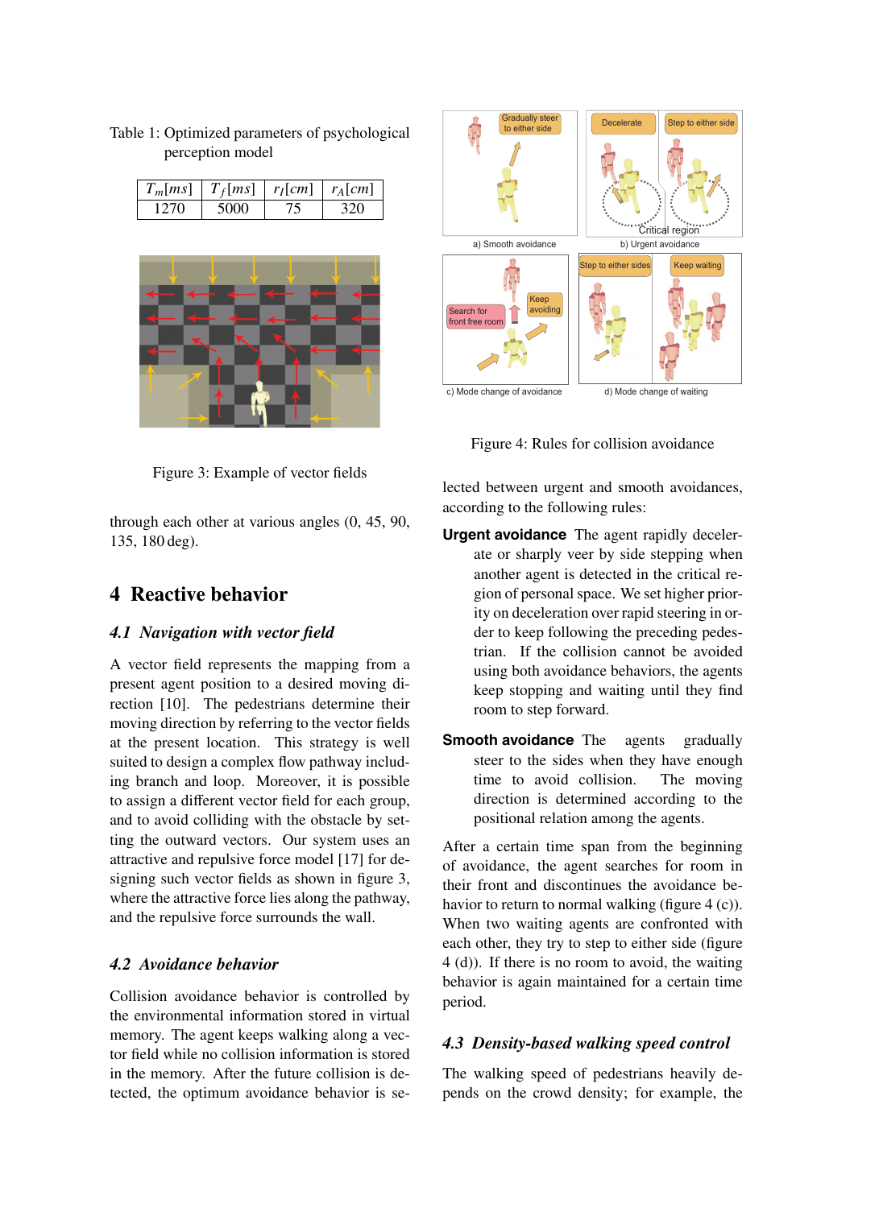Table 1: Optimized parameters of psychological perception model

| $T_m[ms]$ | $T_f[ms]$ | $r_I[cm]$ | $r_A[cm]$ |
|---|---|---|---|
| 1270 | 5000 | 75 | 320 |

Figure 3: Example of vector fields

through each other at various angles (0, 45, 90, 135, 180 deg).

## 4 Reactive behavior

### 4.1 Navigation with vector field

A vector field represents the mapping from a present agent position to a desired moving direction [10]. The pedestrians determine their moving direction by referring to the vector fields at the present location. This strategy is well suited to design a complex flow pathway including branch and loop. Moreover, it is possible to assign a different vector field for each group, and to avoid colliding with the obstacle by setting the outward vectors. Our system uses an attractive and repulsive force model [17] for designing such vector fields as shown in figure 3, where the attractive force lies along the pathway, and the repulsive force surrounds the wall.

### 4.2 Avoidance behavior

Collision avoidance behavior is controlled by the environmental information stored in virtual memory. The agent keeps walking along a vector field while no collision information is stored in the memory. After the future collision is detected, the optimum avoidance behavior is selected between urgent and smooth avoidances, according to the following rules:

Figure 4: Rules for collision avoidance

**Urgent avoidance** The agent rapidly decelerate or sharply veer by side stepping when another agent is detected in the critical region of personal space. We set higher priority on deceleration over rapid steering in order to keep following the preceding pedestrian. If the collision cannot be avoided using both avoidance behaviors, the agents keep stopping and waiting until they find room to step forward.

**Smooth avoidance** The agents gradually steer to the sides when they have enough time to avoid collision. The moving direction is determined according to the positional relation among the agents.

After a certain time span from the beginning of avoidance, the agent searches for room in their front and discontinues the avoidance behavior to return to normal walking (figure 4 (c)). When two waiting agents are confronted with each other, they try to step to either side (figure 4 (d)). If there is no room to avoid, the waiting behavior is again maintained for a certain time period.

### 4.3 Density-based walking speed control

The walking speed of pedestrians heavily depends on the crowd density; for example, the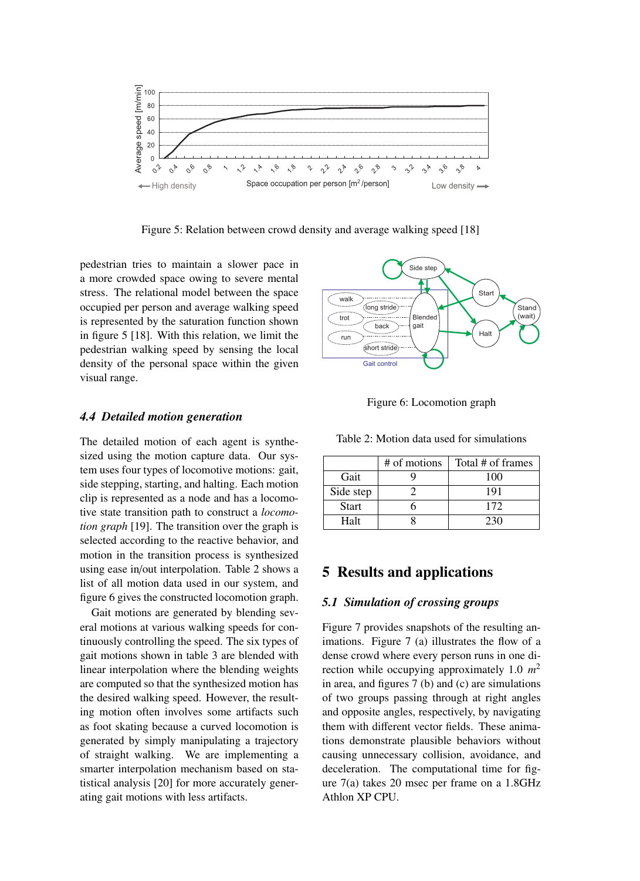Figure 5: Relation between crowd density and average walking speed [18]

pedestrian tries to maintain a slower pace in a more crowded space owing to severe mental stress. The relational model between the space occupied per person and average walking speed is represented by the saturation function shown in figure 5 [18]. With this relation, we limit the pedestrian walking speed by sensing the local density of the personal space within the given visual range.

### 4.4 Detailed motion generation

The detailed motion of each agent is synthesized using the motion capture data. Our system uses four types of locomotive motions: gait, side stepping, starting, and halting. Each motion clip is represented as a node and has a locomotive state transition path to construct a *locomotion graph* [19]. The transition over the graph is selected according to the reactive behavior, and motion in the transition process is synthesized using ease in/out interpolation. Table 2 shows a list of all motion data used in our system, and figure 6 gives the constructed locomotion graph.

Gait motions are generated by blending several motions at various walking speeds for continuously controlling the speed. The six types of gait motions shown in table 3 are blended with linear interpolation where the blending weights are computed so that the synthesized motion has the desired walking speed. However, the resulting motion often involves some artifacts such as foot skating because a curved locomotion is generated by simply manipulating a trajectory of straight walking. We are implementing a smarter interpolation mechanism based on statistical analysis [20] for more accurately generating gait motions with less artifacts.

Figure 6: Locomotion graph

Table 2: Motion data used for simulations

| | # of motions | Total # of frames |
|---|---|---|
| Gait | 9 | 100 |
| Side step | 2 | 191 |
| Start | 6 | 172 |
| Halt | 8 | 230 |

## 5 Results and applications

### 5.1 Simulation of crossing groups

Figure 7 provides snapshots of the resulting animations. Figure 7 (a) illustrates the flow of a dense crowd where every person runs in one direction while occupying approximately 1.0 $m^2$ in area, and figures 7 (b) and (c) are simulations of two groups passing through at right angles and opposite angles, respectively, by navigating them with different vector fields. These animations demonstrate plausible behaviors without causing unnecessary collision, avoidance, and deceleration. The computational time for figure 7(a) takes 20 msec per frame on a 1.8GHz Athlon XP CPU.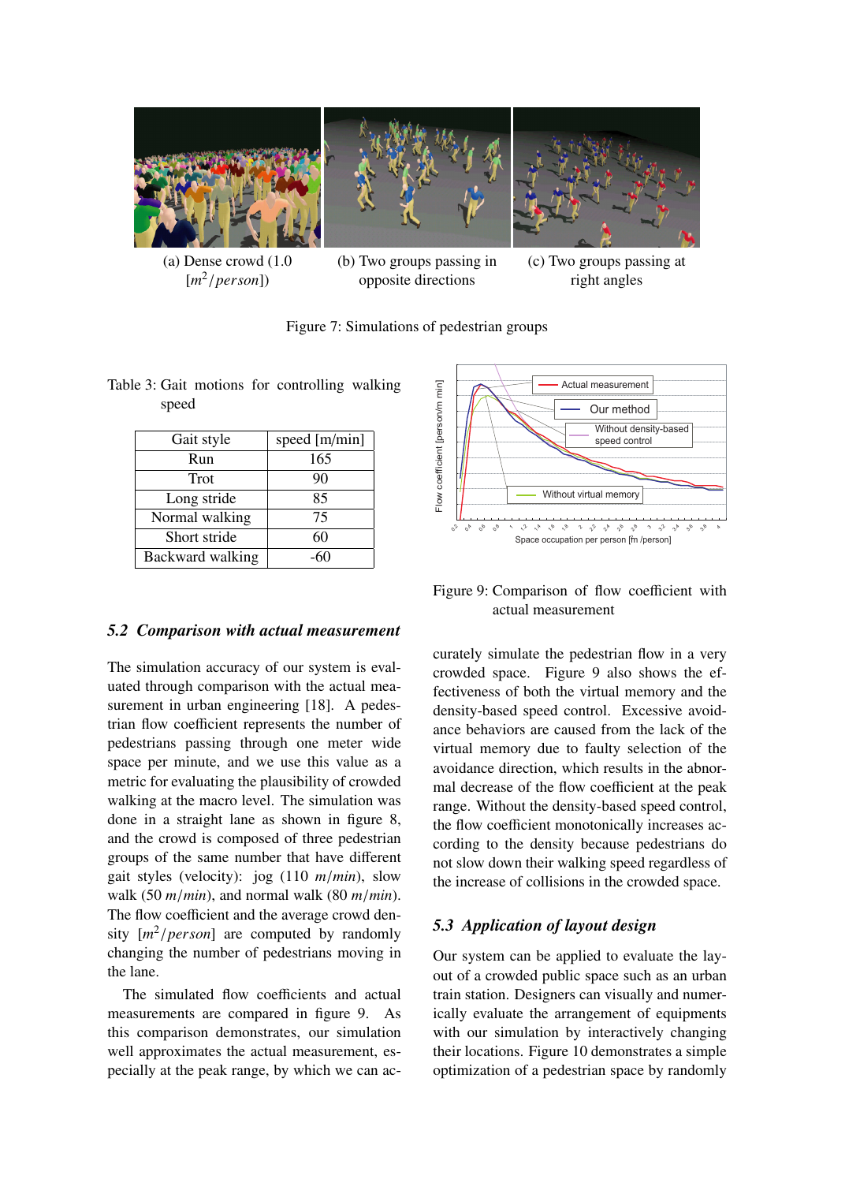(a) Dense crowd (1.0 $[m^2/person]$)

(b) Two groups passing in opposite directions

(c) Two groups passing at right angles

Figure 7: Simulations of pedestrian groups

Table 3: Gait motions for controlling walking speed

| Gait style | speed [m/min] |
|---|---|
| Run | 165 |
| Trot | 90 |
| Long stride | 85 |
| Normal walking | 75 |
| Short stride | 60 |
| Backward walking | -60 |

Figure 9: Comparison of flow coefficient with actual measurement

### *5.2 Comparison with actual measurement*

The simulation accuracy of our system is evaluated through comparison with the actual measurement in urban engineering [18]. A pedestrian flow coefficient represents the number of pedestrians passing through one meter wide space per minute, and we use this value as a metric for evaluating the plausibility of crowded walking at the macro level. The simulation was done in a straight lane as shown in figure 8, and the crowd is composed of three pedestrian groups of the same number that have different gait styles (velocity): jog (110 $m/min$), slow walk (50 $m/min$), and normal walk (80 $m/min$). The flow coefficient and the average crowd density $[m^2/person]$ are computed by randomly changing the number of pedestrians moving in the lane.

The simulated flow coefficients and actual measurements are compared in figure 9. As this comparison demonstrates, our simulation well approximates the actual measurement, especially at the peak range, by which we can accurately simulate the pedestrian flow in a very crowded space. Figure 9 also shows the effectiveness of both the virtual memory and the density-based speed control. Excessive avoidance behaviors are caused from the lack of the virtual memory due to faulty selection of the avoidance direction, which results in the abnormal decrease of the flow coefficient at the peak range. Without the density-based speed control, the flow coefficient monotonically increases according to the density because pedestrians do not slow down their walking speed regardless of the increase of collisions in the crowded space.

### *5.3 Application of layout design*

Our system can be applied to evaluate the layout of a crowded public space such as an urban train station. Designers can visually and numerically evaluate the arrangement of equipments with our simulation by interactively changing their locations. Figure 10 demonstrates a simple optimization of a pedestrian space by randomly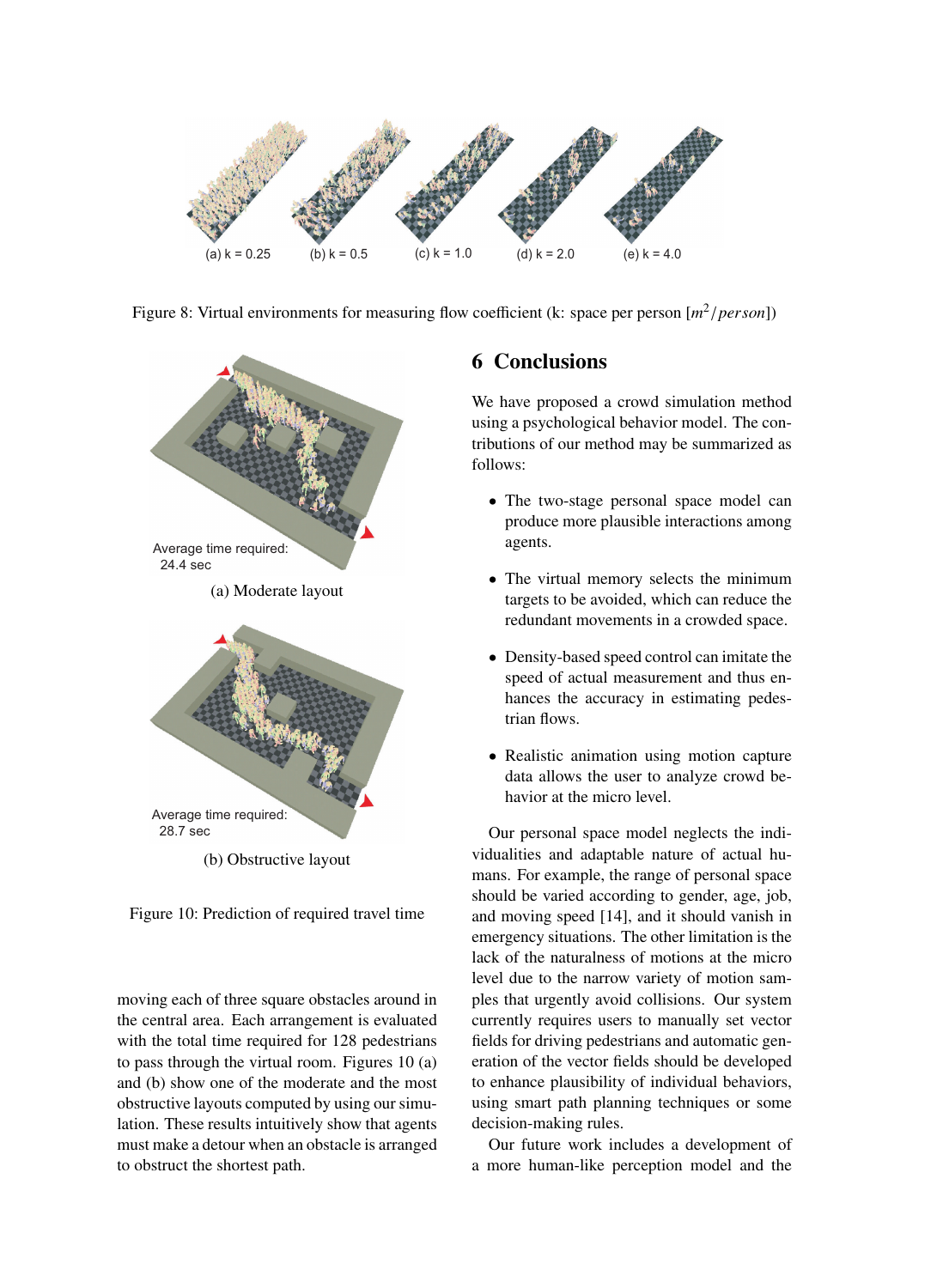(a) k = 0.25 (b) k = 0.5 (c) k = 1.0 (d) k = 2.0 (e) k = 4.0

Figure 8: Virtual environments for measuring flow coefficient (k: space per person $[m^2/person]$)

Average time required: 24.4 sec

(a) Moderate layout

Average time required: 28.7 sec

(b) Obstructive layout

Figure 10: Prediction of required travel time

moving each of three square obstacles around in the central area. Each arrangement is evaluated with the total time required for 128 pedestrians to pass through the virtual room. Figures 10 (a) and (b) show one of the moderate and the most obstructive layouts computed by using our simulation. These results intuitively show that agents must make a detour when an obstacle is arranged to obstruct the shortest path.

## 6 Conclusions

We have proposed a crowd simulation method using a psychological behavior model. The contributions of our method may be summarized as follows:

- The two-stage personal space model can produce more plausible interactions among agents.
- The virtual memory selects the minimum targets to be avoided, which can reduce the redundant movements in a crowded space.
- Density-based speed control can imitate the speed of actual measurement and thus enhances the accuracy in estimating pedestrian flows.
- Realistic animation using motion capture data allows the user to analyze crowd behavior at the micro level.

Our personal space model neglects the individualities and adaptable nature of actual humans. For example, the range of personal space should be varied according to gender, age, job, and moving speed [14], and it should vanish in emergency situations. The other limitation is the lack of the naturalness of motions at the micro level due to the narrow variety of motion samples that urgently avoid collisions. Our system currently requires users to manually set vector fields for driving pedestrians and automatic generation of the vector fields should be developed to enhance plausibility of individual behaviors, using smart path planning techniques or some decision-making rules.

Our future work includes a development of a more human-like perception model and the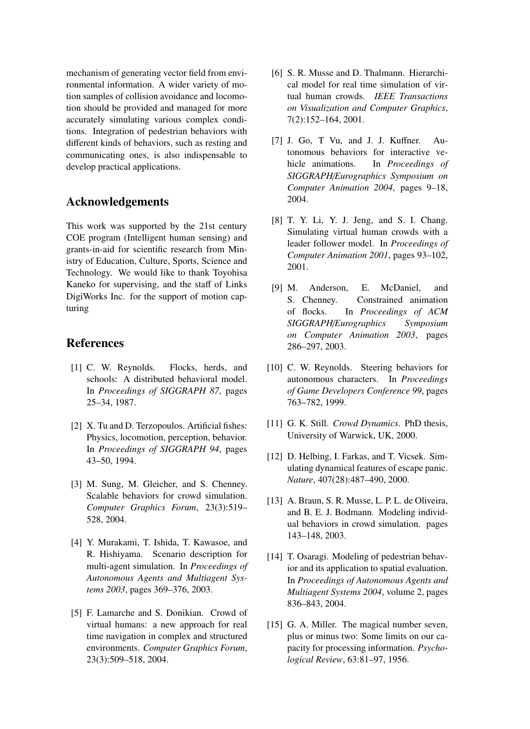mechanism of generating vector field from environmental information. A wider variety of motion samples of collision avoidance and locomotion should be provided and managed for more accurately simulating various complex conditions. Integration of pedestrian behaviors with different kinds of behaviors, such as resting and communicating ones, is also indispensable to develop practical applications.

## Acknowledgements

This work was supported by the 21st century COE program (Intelligent human sensing) and grants-in-aid for scientific research from Ministry of Education, Culture, Sports, Science and Technology. We would like to thank Toyohisa Kaneko for supervising, and the staff of Links DigiWorks Inc. for the support of motion capturing

## References

[1] C. W. Reynolds. Flocks, herds, and schools: A distributed behavioral model. In *Proceedings of SIGGRAPH 87*, pages 25–34, 1987.

[2] X. Tu and D. Terzopoulos. Artificial fishes: Physics, locomotion, perception, behavior. In *Proceedings of SIGGRAPH 94*, pages 43–50, 1994.

[3] M. Sung, M. Gleicher, and S. Chenney. Scalable behaviors for crowd simulation. *Computer Graphics Forum*, 23(3):519–528, 2004.

[4] Y. Murakami, T. Ishida, T. Kawasoe, and R. Hishiyama. Scenario description for multi-agent simulation. In *Proceedings of Autonomous Agents and Multiagent Systems 2003*, pages 369–376, 2003.

[5] F. Lamarche and S. Donikian. Crowd of virtual humans: a new approach for real time navigation in complex and structured environments. *Computer Graphics Forum*, 23(3):509–518, 2004.

[6] S. R. Musse and D. Thalmann. Hierarchical model for real time simulation of virtual human crowds. *IEEE Transactions on Visualization and Computer Graphics*, 7(2):152–164, 2001.

[7] J. Go, T Vu, and J. J. Kuffner. Autonomous behaviors for interactive vehicle animations. In *Proceedings of SIGGRAPH/Eurographics Symposium on Computer Animation 2004*, pages 9–18, 2004.

[8] T. Y. Li, Y. J. Jeng, and S. I. Chang. Simulating virtual human crowds with a leader follower model. In *Proceedings of Computer Animation 2001*, pages 93–102, 2001.

[9] M. Anderson, E. McDaniel, and S. Chenney. Constrained animation of flocks. In *Proceedings of ACM SIGGRAPH/Eurographics Symposium on Computer Animation 2003*, pages 286–297, 2003.

[10] C. W. Reynolds. Steering behaviors for autonomous characters. In *Proceedings of Game Developers Conference 99*, pages 763–782, 1999.

[11] G. K. Still. *Crowd Dynamics*. PhD thesis, University of Warwick, UK, 2000.

[12] D. Helbing, I. Farkas, and T. Vicsek. Simulating dynamical features of escape panic. *Nature*, 407(28):487–490, 2000.

[13] A. Braun, S. R. Musse, L. P. L. de Oliveira, and B. E. J. Bodmann. Modeling individual behaviors in crowd simulation. pages 143–148, 2003.

[14] T. Osaragi. Modeling of pedestrian behavior and its application to spatial evaluation. In *Proceedings of Autonomous Agents and Multiagent Systems 2004*, volume 2, pages 836–843, 2004.

[15] G. A. Miller. The magical number seven, plus or minus two: Some limits on our capacity for processing information. *Psychological Review*, 63:81–97, 1956.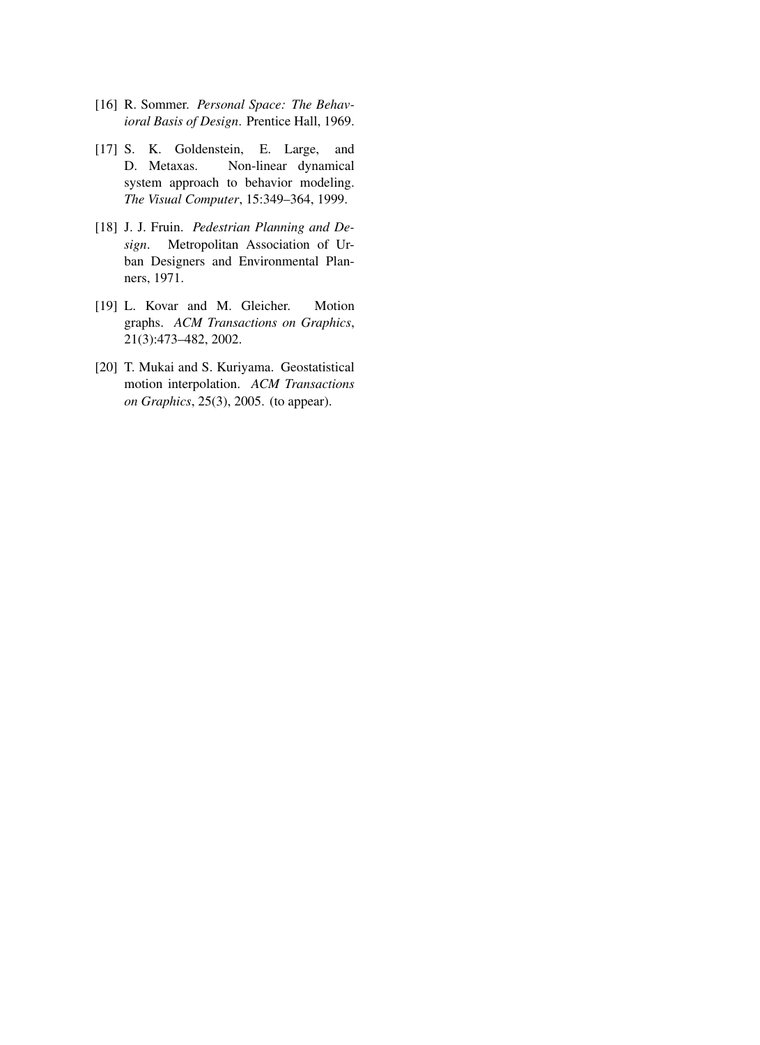[16] R. Sommer. *Personal Space: The Behavioral Basis of Design*. Prentice Hall, 1969.

[17] S. K. Goldenstein, E. Large, and D. Metaxas. Non-linear dynamical system approach to behavior modeling. *The Visual Computer*, 15:349–364, 1999.

[18] J. J. Fruin. *Pedestrian Planning and Design*. Metropolitan Association of Urban Designers and Environmental Planners, 1971.

[19] L. Kovar and M. Gleicher. Motion graphs. *ACM Transactions on Graphics*, 21(3):473–482, 2002.

[20] T. Mukai and S. Kuriyama. Geostatistical motion interpolation. *ACM Transactions on Graphics*, 25(3), 2005. (to appear).